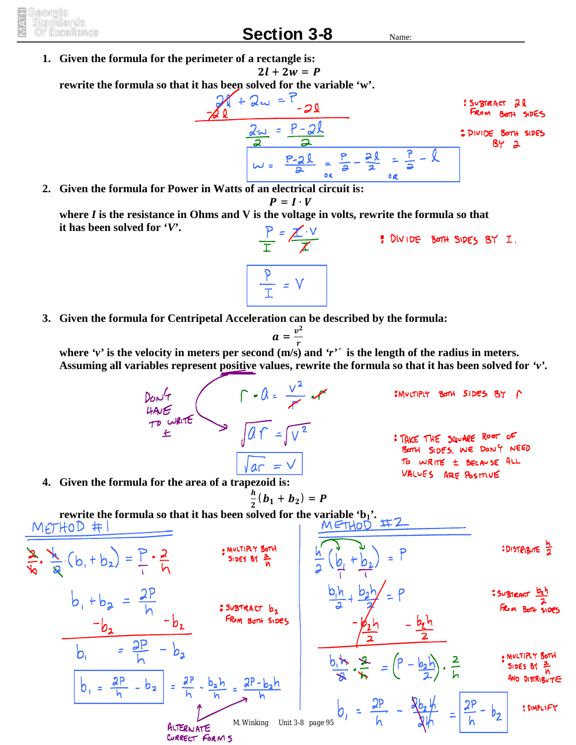# Section 3-8

Name:

1. **Given the formula for the perimeter of a rectangle is:**

$$2l + 2w = P$$

**rewrite the formula so that it has been solved for the variable 'w'.**

$$2l + 2w = P$$
$$-2l \qquad\qquad -2l$$

$$\frac{2w}{2} = \frac{P - 2l}{2}$$

$$w = \frac{P-2l}{2} \text{ or } \frac{P}{2} - \frac{2l}{2} \text{ or } \frac{P}{2} - l$$

: Subtract $2l$ from both sides

: Divide both sides by 2

2. **Given the formula for Power in Watts of an electrical circuit is:**

$$P = I \cdot V$$

**where *I* is the resistance in Ohms and V is the voltage in volts, rewrite the formula so that it has been solved for '*V*'.**

$$\frac{P}{I} = \frac{I \cdot V}{I}$$

$$\frac{P}{I} = V$$

: Divide both sides by $I$.

3. **Given the formula for Centripetal Acceleration can be described by the formula:**

$$a = \frac{v^2}{r}$$

**where '*v*' is the velocity in meters per second (m/s) and '*r*' is the length of the radius in meters. Assuming all variables represent positive values, rewrite the formula so that it has been solved for '*v*'.**

$$r \cdot a = \frac{v^2}{r} \cdot r$$

$$\sqrt{ar} = \sqrt{v^2}$$

$$\sqrt{ar} = v$$

Don't have to write $\pm$

: Multiply both sides by $r$

: Take the square root of both sides. We don't need to write $\pm$ because all values are positive

4. **Given the formula for the area of a trapezoid is:**

$$\frac{h}{2}(b_1 + b_2) = P$$

**rewrite the formula so that it has been solved for the variable '$b_1$'.**

**Method #1**

$$\frac{2}{h} \cdot \frac{h}{2}(b_1 + b_2) = \frac{P}{1} \cdot \frac{2}{h}$$

: Multiply both sides by $\frac{2}{h}$

$$b_1 + b_2 = \frac{2P}{h}$$
$$-b_2 \qquad -b_2$$

: Subtract $b_2$ from both sides

$$b_1 = \frac{2P}{h} - b_2$$

$$b_1 = \frac{2P}{h} - b_2 = \frac{2P}{h} - \frac{b_2 h}{h} = \frac{2P - b_2 h}{h}$$

Alternate correct forms

**Method #2**

$$\frac{h}{2}(b_1 + b_2) = P$$

: Distribute $\frac{h}{2}$

$$\frac{b_1 h}{2} + \frac{b_2 h}{2} = P$$
$$-\frac{b_2 h}{2} \qquad -\frac{b_2 h}{2}$$

: Subtract $\frac{b_2 h}{2}$ from both sides

$$\frac{b_1 h}{2} \cdot \frac{2}{h} = \left(P - \frac{b_2 h}{2}\right) \cdot \frac{2}{h}$$

: Multiply both sides by $\frac{2}{h}$ and distribute

$$b_1 = \frac{2P}{h} - \frac{2b_2 h}{2h} = \frac{2P}{h} - b_2$$

: Simplify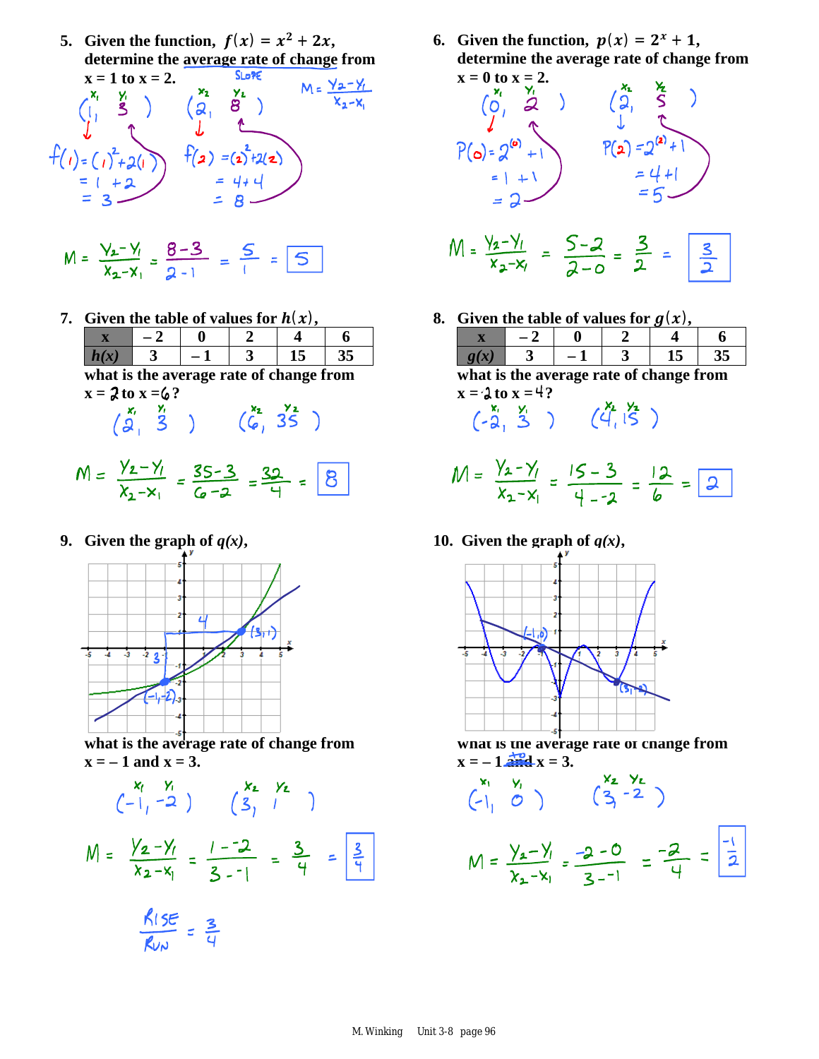5. **Given the function, $f(x) = x^2 + 2x$, determine the average rate of change from x = 1 to x = 2.**

SLOPE $\quad M = \dfrac{y_2 - y_1}{x_2 - x_1}$

$(1, 3) \quad (2, 8)$

$f(1) = (1)^2 + 2(1) = 1 + 2 = 3$

$f(2) = (2)^2 + 2(2) = 4 + 4 = 8$

$M = \dfrac{y_2 - y_1}{x_2 - x_1} = \dfrac{8-3}{2-1} = \dfrac{5}{1} = \boxed{5}$

6. **Given the function, $p(x) = 2^x + 1$, determine the average rate of change from x = 0 to x = 2.**

$(0, 2) \quad (2, 5)$

$P(0) = 2^{(0)} + 1 = 1 + 1 = 2$

$P(2) = 2^{(2)} + 1 = 4 + 1 = 5$

$M = \dfrac{y_2 - y_1}{x_2 - x_1} = \dfrac{5-2}{2-0} = \dfrac{3}{2} = \boxed{\dfrac{3}{2}}$

7. **Given the table of values for $h(x)$,**

| x | – 2 | 0 | 2 | 4 | 6 |
|---|---|---|---|---|---|
| *h(x)* | 3 | – 1 | 3 | 15 | 35 |

**what is the average rate of change from x = 2 to x = 6?**

$(2, 3) \quad (6, 35)$

$M = \dfrac{y_2 - y_1}{x_2 - x_1} = \dfrac{35-3}{6-2} = \dfrac{32}{4} = \boxed{8}$

8. **Given the table of values for $g(x)$,**

| x | – 2 | 0 | 2 | 4 | 6 |
|---|---|---|---|---|---|
| *g(x)* | 3 | – 1 | 3 | 15 | 35 |

**what is the average rate of change from x = -2 to x = 4?**

$(-2, 3) \quad (4, 15)$

$M = \dfrac{y_2 - y_1}{x_2 - x_1} = \dfrac{15-3}{4-(-2)} = \dfrac{12}{6} = \boxed{2}$

9. **Given the graph of *q(x)*,**

**what is the average rate of change from x = – 1 and x = 3.**

$(-1, -2) \quad (3, 1)$

$M = \dfrac{y_2 - y_1}{x_2 - x_1} = \dfrac{1-(-2)}{3-(-1)} = \dfrac{3}{4} = \boxed{\dfrac{3}{4}}$

$\dfrac{\text{RISE}}{\text{RUN}} = \dfrac{3}{4}$

10. **Given the graph of *q(x)*,**

**what is the average rate of change from x = – 1 ~~and~~ to x = 3.**

$(-1, 0) \quad (3, -2)$

$M = \dfrac{y_2 - y_1}{x_2 - x_1} = \dfrac{-2-0}{3-(-1)} = \dfrac{-2}{4} = \boxed{\dfrac{-1}{2}}$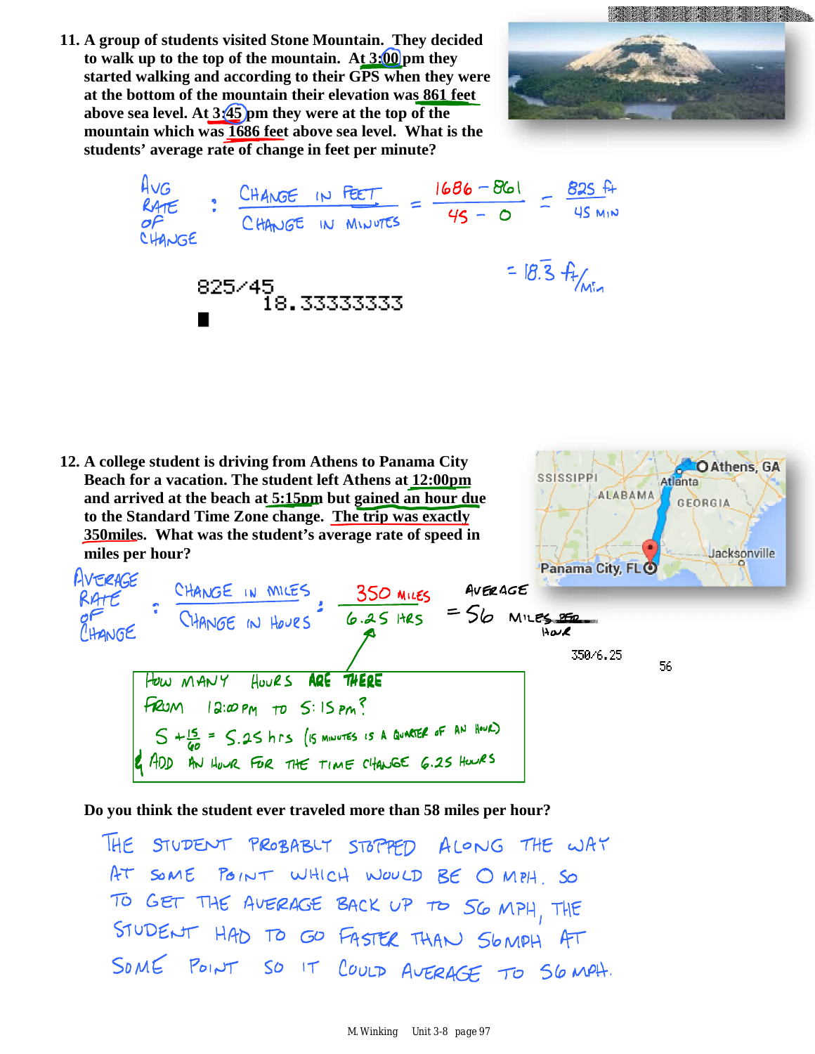11. **A group of students visited Stone Mountain. They decided to walk up to the top of the mountain. At 3:00 pm they started walking and according to their GPS when they were at the bottom of the mountain their elevation was 861 feet above sea level. At 3:45 pm they were at the top of the mountain which was 1686 feet above sea level. What is the students' average rate of change in feet per minute?**

AVG RATE OF CHANGE : $\dfrac{\text{CHANGE IN FEET}}{\text{CHANGE IN MINUTES}} = \dfrac{1686 - 861}{45 - 0} = \dfrac{825 \text{ ft}}{45 \text{ MIN}}$

$= 18.\overline{3}$ ft/Min

```
825/45
      18.33333333
```

12. **A college student is driving from Athens to Panama City Beach for a vacation. The student left Athens at 12:00pm and arrived at the beach at 5:15pm but gained an hour due to the Standard Time Zone change. The trip was exactly 350miles. What was the student's average rate of speed in miles per hour?**

Athens, GA
Atlanta
SSISSIPPI
ALABAMA
GEORGIA
Jacksonville
Panama City, FL

AVERAGE RATE OF CHANGE : $\dfrac{\text{CHANGE IN MILES}}{\text{CHANGE IN HOURS}} : \dfrac{350 \text{ MILES}}{6.25 \text{ HRS}}$ = 56 AVERAGE MILES PER HOUR

```
350/6.25
                    56
```

HOW MANY HOURS ARE THERE FROM 12:00 PM TO 5:15 PM?

$5 + \frac{15}{60} = 5.25$ hrs (15 MINUTES IS A QUARTER OF AN HOUR)

& ADD AN HOUR FOR THE TIME CHANGE 6.25 HOURS

**Do you think the student ever traveled more than 58 miles per hour?**

THE STUDENT PROBABLY STOPPED ALONG THE WAY AT SOME POINT WHICH WOULD BE 0 MPH. SO TO GET THE AVERAGE BACK UP TO 56 MPH, THE STUDENT HAD TO GO FASTER THAN 56MPH AT SOME POINT SO IT COULD AVERAGE TO 56 MPH.